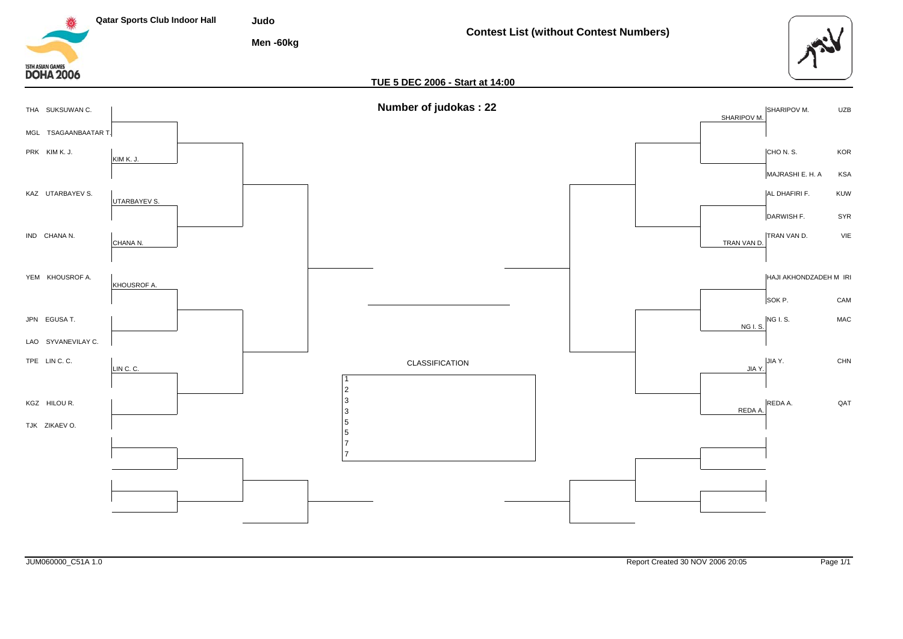Qatar Sports Club Indoor Hall

**Judo**

**Men -60kg**

**Contest List (without Contest Numbers)**

**TUE 5 DEC 2006 - Start at 14:00**

**Number of judokas : 22**

THA SUKSUWAN C.

MGL TSAGAANBAATAR T.

PRK KIM K. J. — KIM K. J.

KAZ UTARBAYEV S. — UTARBAYEV S.

IND CHANA N. — CHANA N.

YEM KHOUSROF A. — KHOUSROF A.

JPN EGUSA T.

LAO SYVANEVILAY C.

TPE LIN C. C. — LIN C. C.

KGZ HILOU R.

TJK ZIKAEV O.

SHARIPOV M. UZB — SHARIPOV M.

CHO N. S. KOR

MAJRASHI E. H. A KSA

AL DHAFIRI F. KUW

DARWISH F. SYR

TRAN VAN D. VIE — TRAN VAN D.

HAJI AKHONDZADEH M IRI

SOK P. CAM

NG I. S. MAC — NG I. S.

JIA Y. CHN — JIA Y.

REDA A. QAT — REDA A.

CLASSIFICATION

| Rank | Name |
|---|---|
| 1 | |
| 2 | |
| 3 | |
| 3 | |
| 5 | |
| 5 | |
| 7 | |
| 7 | |

JUM060000_C51A 1.0

Report Created 30 NOV 2006 20:05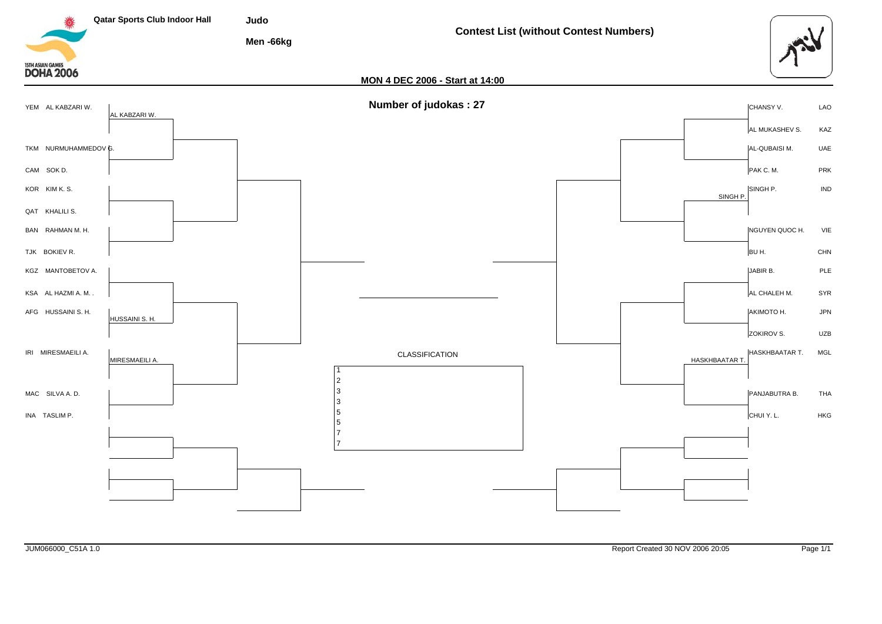Qatar Sports Club Indoor Hall

**Judo**

**Men -66kg**

## Contest List (without Contest Numbers)

**MON 4 DEC 2006 - Start at 14:00**

**Number of judokas : 27**

### Left side of draw

| Country | Name | First round |
|---|---|---|
| YEM | AL KABZARI W. | AL KABZARI W. |
| TKM | NURMUHAMMEDOV G. | |
| CAM | SOK D. | |
| KOR | KIM K. S. | |
| QAT | KHALILI S. | |
| BAN | RAHMAN M. H. | |
| TJK | BOKIEV R. | |
| KGZ | MANTOBETOV A. | |
| KSA | AL HAZMI A. M. . | |
| AFG | HUSSAINI S. H. | HUSSAINI S. H. |
| IRI | MIRESMAEILI A. | MIRESMAEILI A. |
| MAC | SILVA A. D. | |
| INA | TASLIM P. | |

### Right side of draw

| First round | Name | Country |
|---|---|---|
| | CHANSY V. | LAO |
| | AL MUKASHEV S. | KAZ |
| | AL-QUBAISI M. | UAE |
| | PAK C. M. | PRK |
| SINGH P. | SINGH P. | IND |
| | NGUYEN QUOC H. | VIE |
| | BU H. | CHN |
| | JABIR B. | PLE |
| | AL CHALEH M. | SYR |
| | AKIMOTO H. | JPN |
| | ZOKIROV S. | UZB |
| HASKHBAATAR T. | HASKHBAATAR T. | MGL |
| | PANJABUTRA B. | THA |
| | CHUI Y. L. | HKG |

### CLASSIFICATION

| Rank | Name |
|---|---|
| 1 | |
| 2 | |
| 3 | |
| 3 | |
| 5 | |
| 5 | |
| 7 | |
| 7 | |

JUM066000_C51A 1.0

Report Created 30 NOV 2006 20:05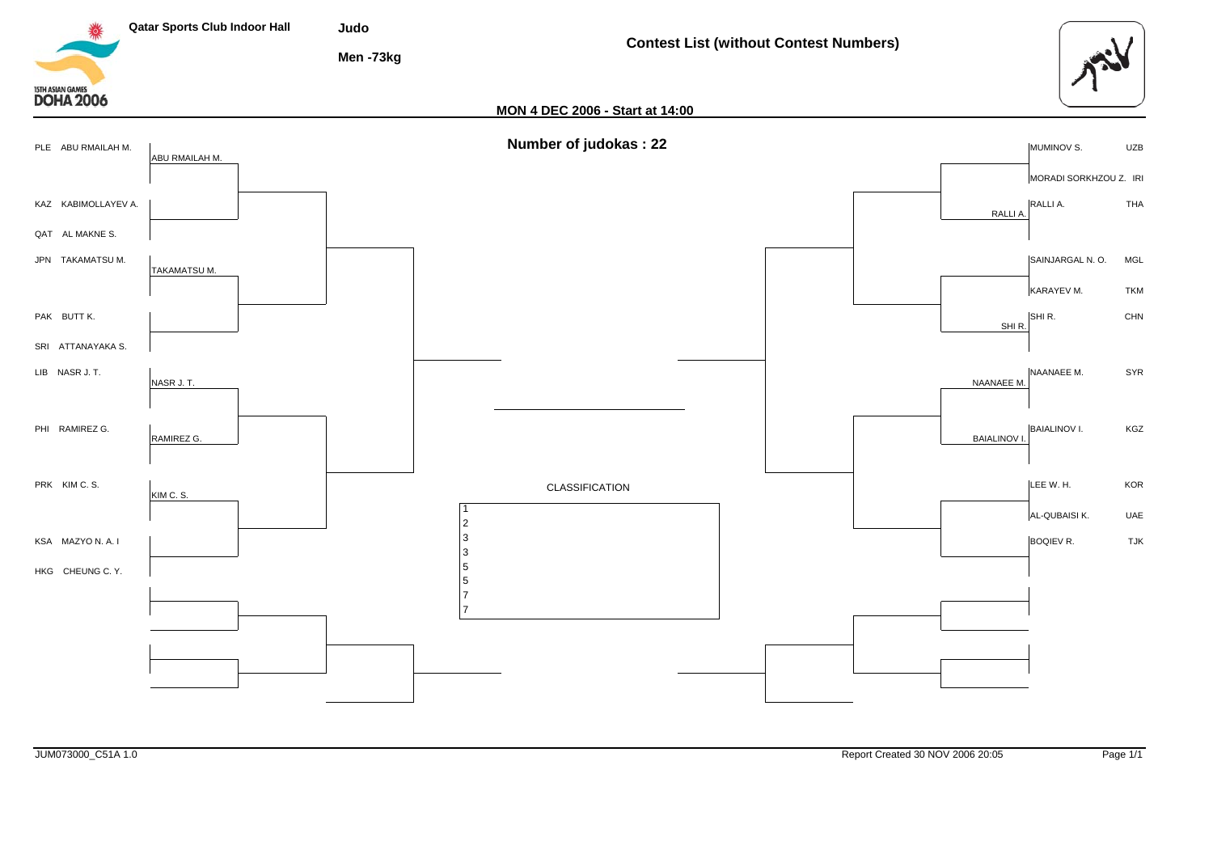# Judo

**Men -73kg**

**Contest List (without Contest Numbers)**

Qatar Sports Club Indoor Hall

15TH ASIAN GAMES DOHA 2006

**MON 4 DEC 2006 - Start at 14:00**

**Number of judokas : 22**

## Left side of bracket

| Country | Judoka | First round result |
|---|---|---|
| PLE | ABU RMAILAH M. | ABU RMAILAH M. |
| KAZ | KABIMOLLAYEV A. | |
| QAT | AL MAKNE S. | |
| JPN | TAKAMATSU M. | TAKAMATSU M. |
| PAK | BUTT K. | |
| SRI | ATTANAYAKA S. | |
| LIB | NASR J. T. | NASR J. T. |
| PHI | RAMIREZ G. | RAMIREZ G. |
| PRK | KIM C. S. | KIM C. S. |
| KSA | MAZYO N. A. I | |
| HKG | CHEUNG C. Y. | |

## Right side of bracket

| First round result | Judoka | Country |
|---|---|---|
| | MUMINOV S. | UZB |
| | MORADI SORKHZOU Z. | IRI |
| RALLI A. | RALLI A. | THA |
| | SAINJARGAL N. O. | MGL |
| | KARAYEV M. | TKM |
| SHI R. | SHI R. | CHN |
| NAANAEE M. | NAANAEE M. | SYR |
| BAIALINOV I. | BAIALINOV I. | KGZ |
| | LEE W. H. | KOR |
| | AL-QUBAISI K. | UAE |
| | BOQIEV R. | TJK |

## CLASSIFICATION

| Rank | Judoka |
|---|---|
| 1 | |
| 2 | |
| 3 | |
| 3 | |
| 5 | |
| 5 | |
| 7 | |
| 7 | |

JUM073000_C51A 1.0

Report Created 30 NOV 2006 20:05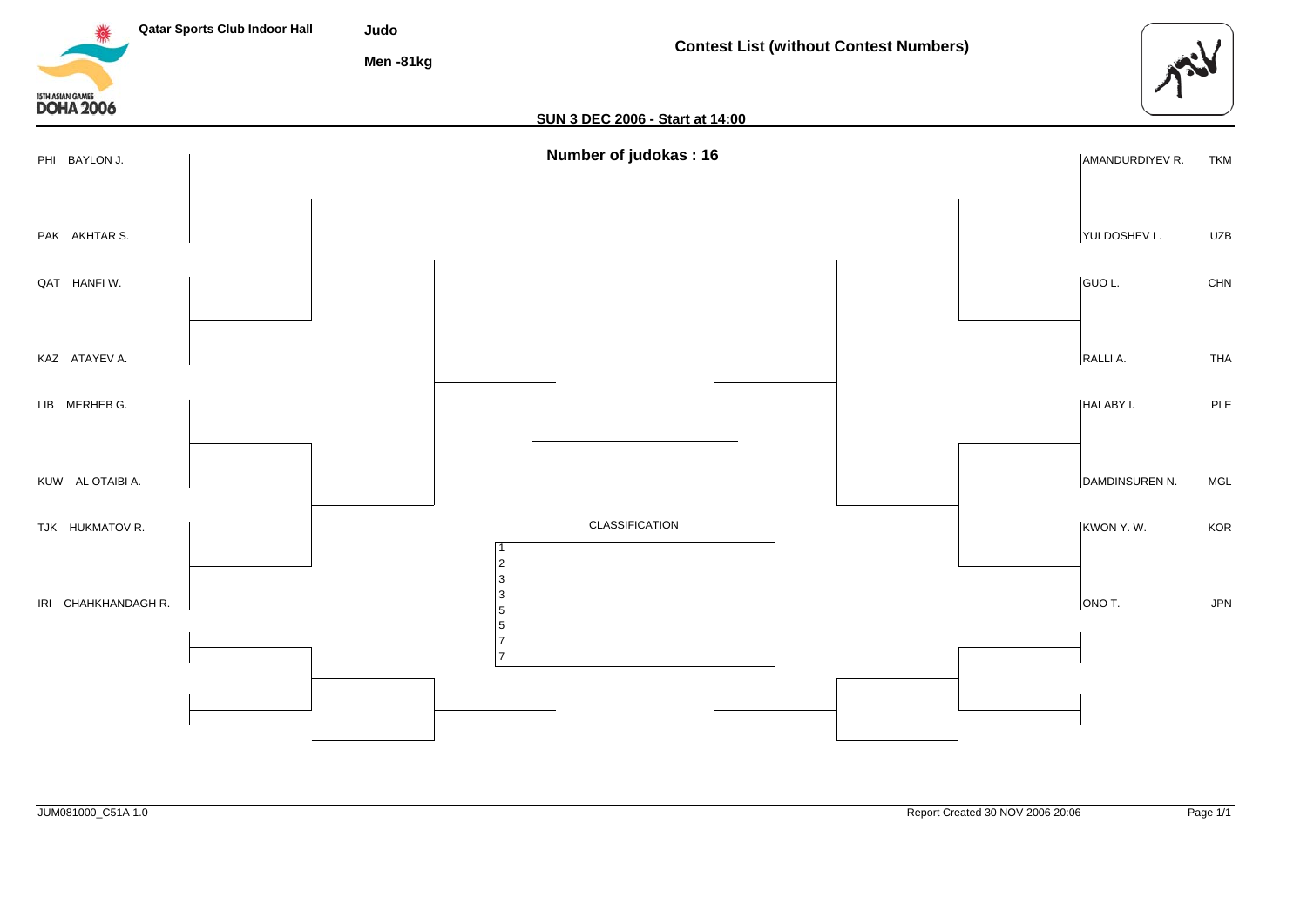Qatar Sports Club Indoor Hall

**Judo**

**Men -81kg**

**Contest List (without Contest Numbers)**

**SUN 3 DEC 2006 - Start at 14:00**

**Number of judokas : 16**

| Left pool | | Right pool | |
|---|---|---|---|
| PHI | BAYLON J. | AMANDURDIYEV R. | TKM |
| PAK | AKHTAR S. | YULDOSHEV L. | UZB |
| QAT | HANFI W. | GUO L. | CHN |
| KAZ | ATAYEV A. | RALLI A. | THA |
| LIB | MERHEB G. | HALABY I. | PLE |
| KUW | AL OTAIBI A. | DAMDINSUREN N. | MGL |
| TJK | HUKMATOV R. | KWON Y. W. | KOR |
| IRI | CHAHKHANDAGH R. | ONO T. | JPN |

CLASSIFICATION

| Rank | Name |
|---|---|
| 1 | |
| 2 | |
| 3 | |
| 3 | |
| 5 | |
| 5 | |
| 7 | |
| 7 | |

JUM081000_C51A 1.0

Report Created 30 NOV 2006 20:06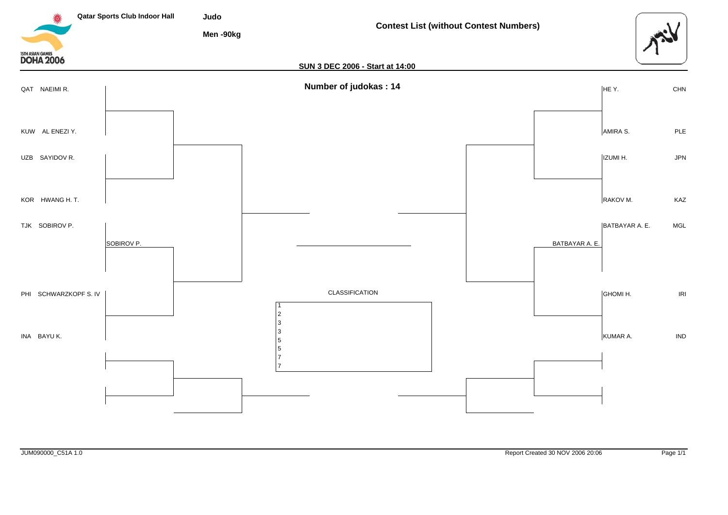Qatar Sports Club Indoor Hall

# Judo

**Men -90kg**

## Contest List (without Contest Numbers)

**SUN 3 DEC 2006 - Start at 14:00**

**Number of judokas : 14**

| Left bracket | Right bracket |
|---|---|
| QAT NAEIMI R. | HE Y. CHN |
| KUW AL ENEZI Y. | AMIRA S. PLE |
| UZB SAYIDOV R. | IZUMI H. JPN |
| KOR HWANG H. T. | RAKOV M. KAZ |
| TJK SOBIROV P. | BATBAYAR A. E. MGL |
| SOBIROV P. (bye) | BATBAYAR A. E. (bye) |
| PHI SCHWARZKOPF S. IV | GHOMI H. IRI |
| INA BAYU K. | KUMAR A. IND |

CLASSIFICATION

| Rank | Name |
|---|---|
| 1 | |
| 2 | |
| 3 | |
| 3 | |
| 5 | |
| 5 | |
| 7 | |
| 7 | |

JUM090000_C51A 1.0

Report Created 30 NOV 2006 20:06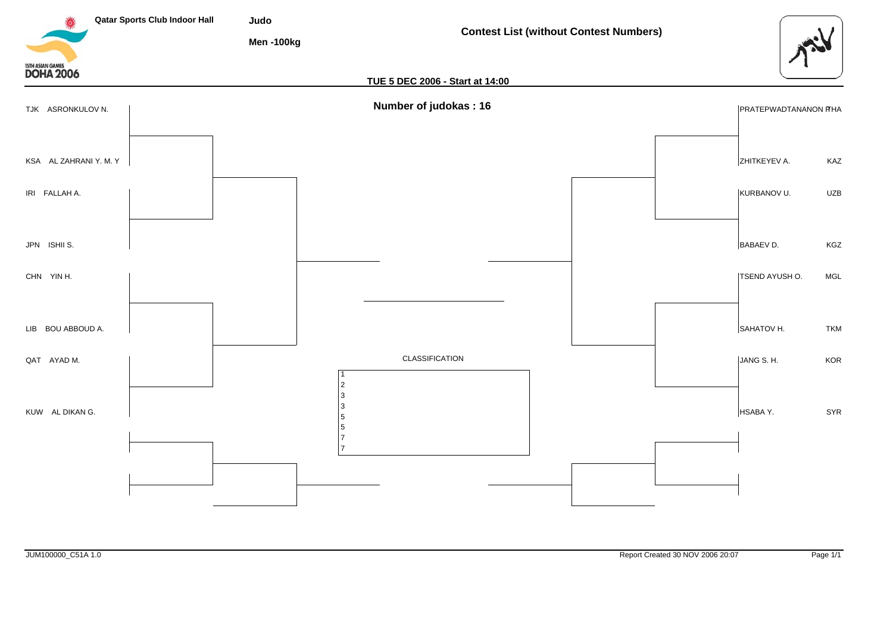Qatar Sports Club Indoor Hall

**Judo**

**Men -100kg**

## Contest List (without Contest Numbers)

**TUE 5 DEC 2006 - Start at 14:00**

**Number of judokas : 16**

| Left side | | Right side | |
|---|---|---|---|
| TJK | ASRONKULOV N. | PRATEPWADTANANON P. | THA |
| KSA | AL ZAHRANI Y. M. Y | ZHITKEYEV A. | KAZ |
| IRI | FALLAH A. | KURBANOV U. | UZB |
| JPN | ISHII S. | BABAEV D. | KGZ |
| CHN | YIN H. | TSEND AYUSH O. | MGL |
| LIB | BOU ABBOUD A. | SAHATOV H. | TKM |
| QAT | AYAD M. | JANG S. H. | KOR |
| KUW | AL DIKAN G. | HSABA Y. | SYR |

CLASSIFICATION

| |
|---|
| 1 |
| 2 |
| 3 |
| 3 |
| 5 |
| 5 |
| 7 |
| 7 |

JUM100000_C51A 1.0

Report Created 30 NOV 2006 20:07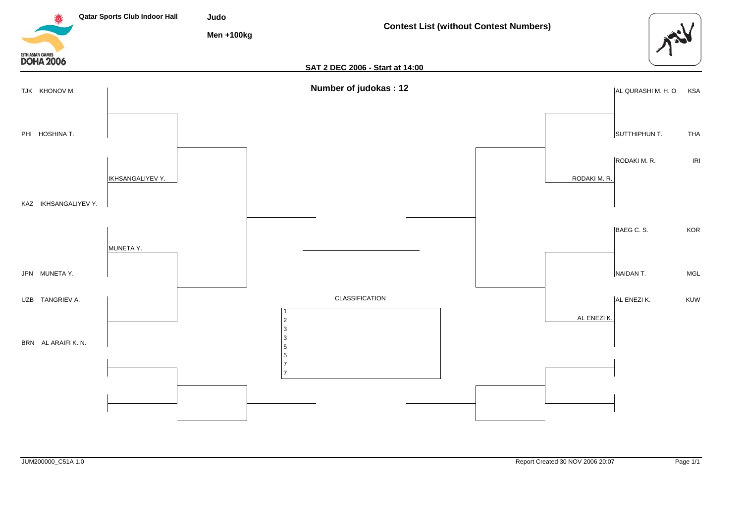Qatar Sports Club Indoor Hall

Judo

Men +100kg

# Contest List (without Contest Numbers)

**SAT 2 DEC 2006 - Start at 14:00**

**Number of judokas : 12**

TJK KHONOV M.

PHI HOSHINA T.

IKHSANGALIYEV Y.

KAZ IKHSANGALIYEV Y.

MUNETA Y.

JPN MUNETA Y.

UZB TANGRIEV A.

BRN AL ARAIFI K. N.

AL QURASHI M. H. O KSA

SUTTHIPHUN T. THA

RODAKI M. R. IRI

RODAKI M. R.

BAEG C. S. KOR

NAIDAN T. MGL

AL ENEZI K. KUW

AL ENEZI K.

CLASSIFICATION

| | |
|---|---|
| 1 | |
| 2 | |
| 3 | |
| 3 | |
| 5 | |
| 5 | |
| 7 | |
| 7 | |

JUM200000_C51A 1.0

Report Created 30 NOV 2006 20:07